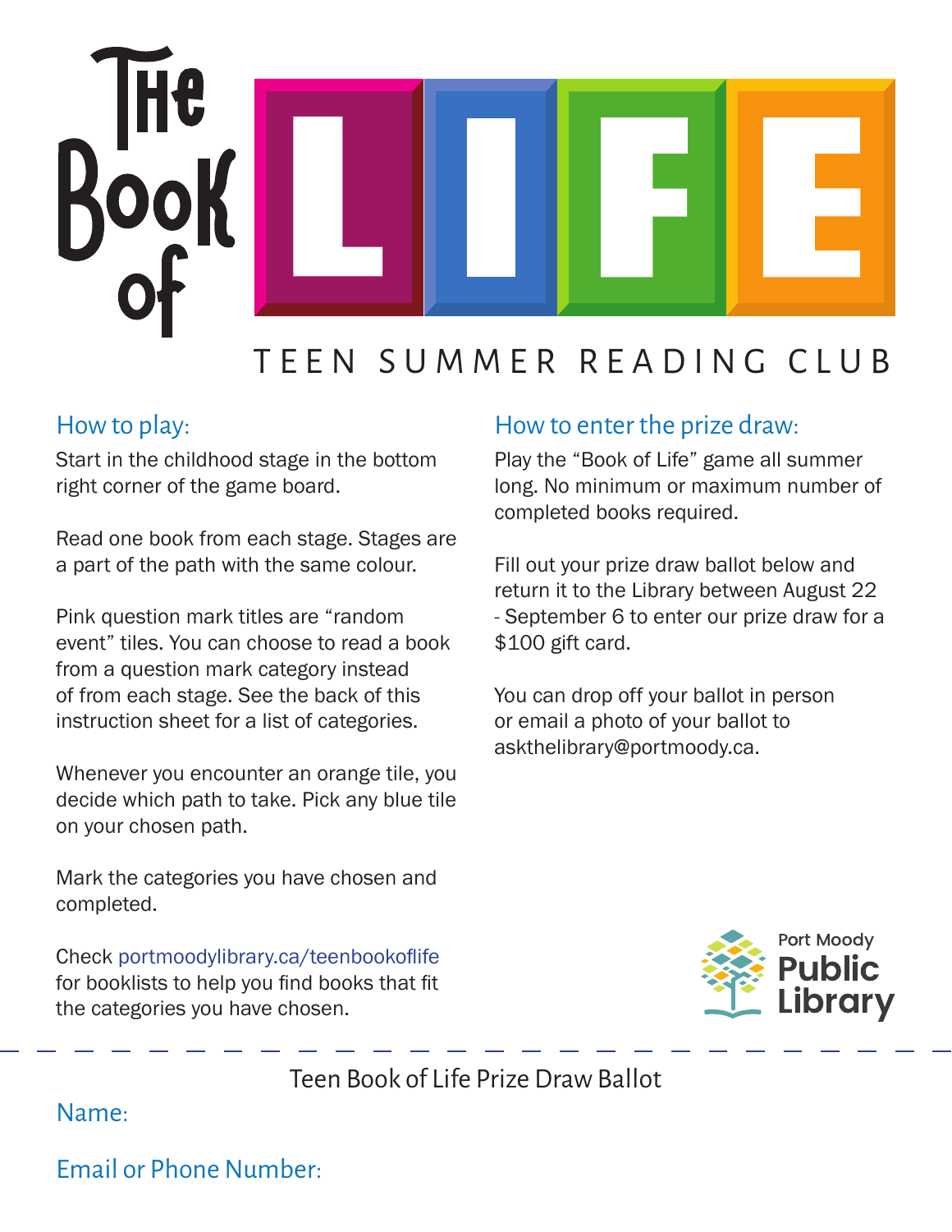# The Book of LIFE

## TEEN SUMMER READING CLUB

### How to play:

Start in the childhood stage in the bottom right corner of the game board.

Read one book from each stage. Stages are a part of the path with the same colour.

Pink question mark titles are "random event" tiles. You can choose to read a book from a question mark category instead of from each stage. See the back of this instruction sheet for a list of categories.

Whenever you encounter an orange tile, you decide which path to take. Pick any blue tile on your chosen path.

Mark the categories you have chosen and completed.

Check portmoodylibrary.ca/teenbookoflife for booklists to help you find books that fit the categories you have chosen.

### How to enter the prize draw:

Play the "Book of Life" game all summer long. No minimum or maximum number of completed books required.

Fill out your prize draw ballot below and return it to the Library between August 22 - September 6 to enter our prize draw for a $100 gift card.

You can drop off your ballot in person or email a photo of your ballot to askthelibrary@portmoody.ca.

Port Moody Public Library

---

Teen Book of Life Prize Draw Ballot

Name:

Email or Phone Number: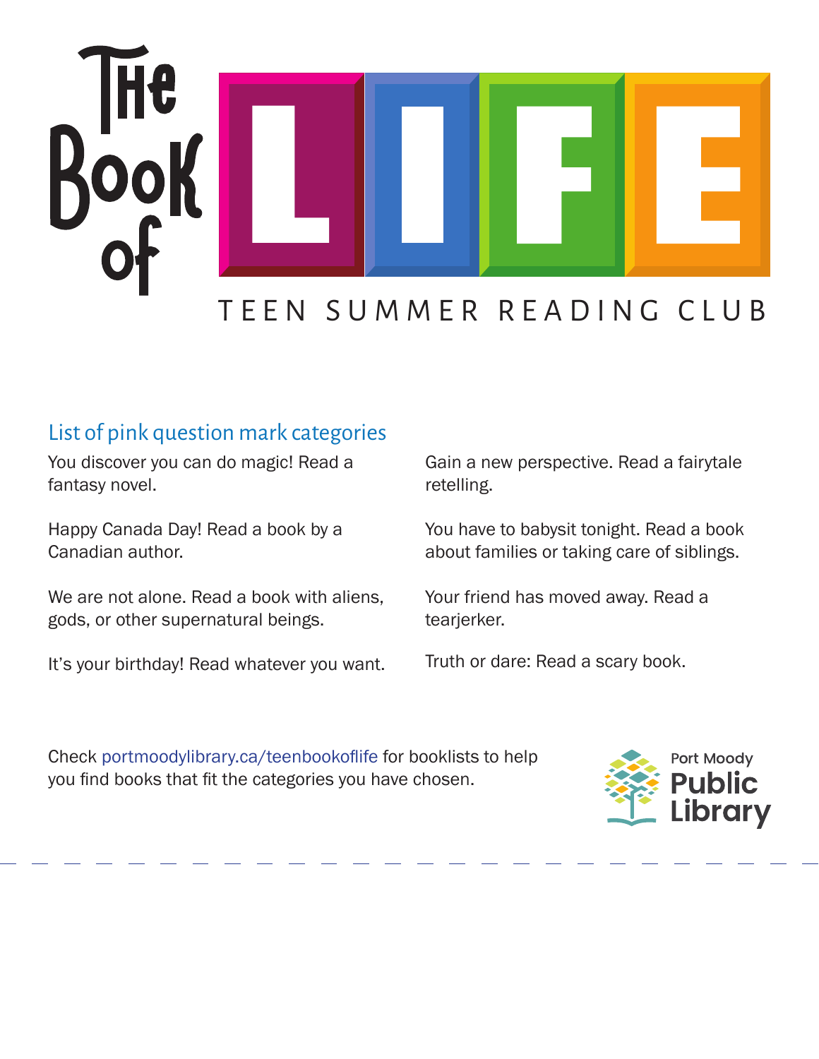# The Book of LIFE

TEEN SUMMER READING CLUB

## List of pink question mark categories

You discover you can do magic! Read a fantasy novel.

Happy Canada Day! Read a book by a Canadian author.

We are not alone. Read a book with aliens, gods, or other supernatural beings.

It's your birthday! Read whatever you want.

Gain a new perspective. Read a fairytale retelling.

You have to babysit tonight. Read a book about families or taking care of siblings.

Your friend has moved away. Read a tearjerker.

Truth or dare: Read a scary book.

Check portmoodylibrary.ca/teenbookoflife for booklists to help you find books that fit the categories you have chosen.

Port Moody Public Library